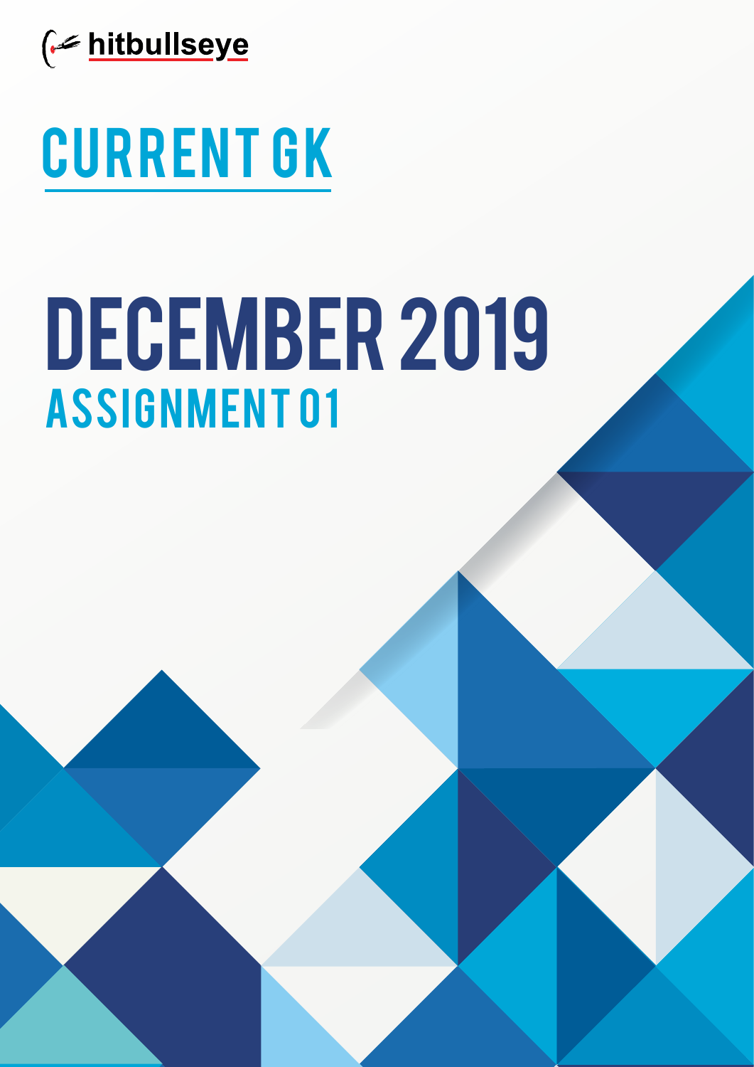hitbullseye

# CURRENT GK

# DECEMBER 2019

## ASSIGNMENT 01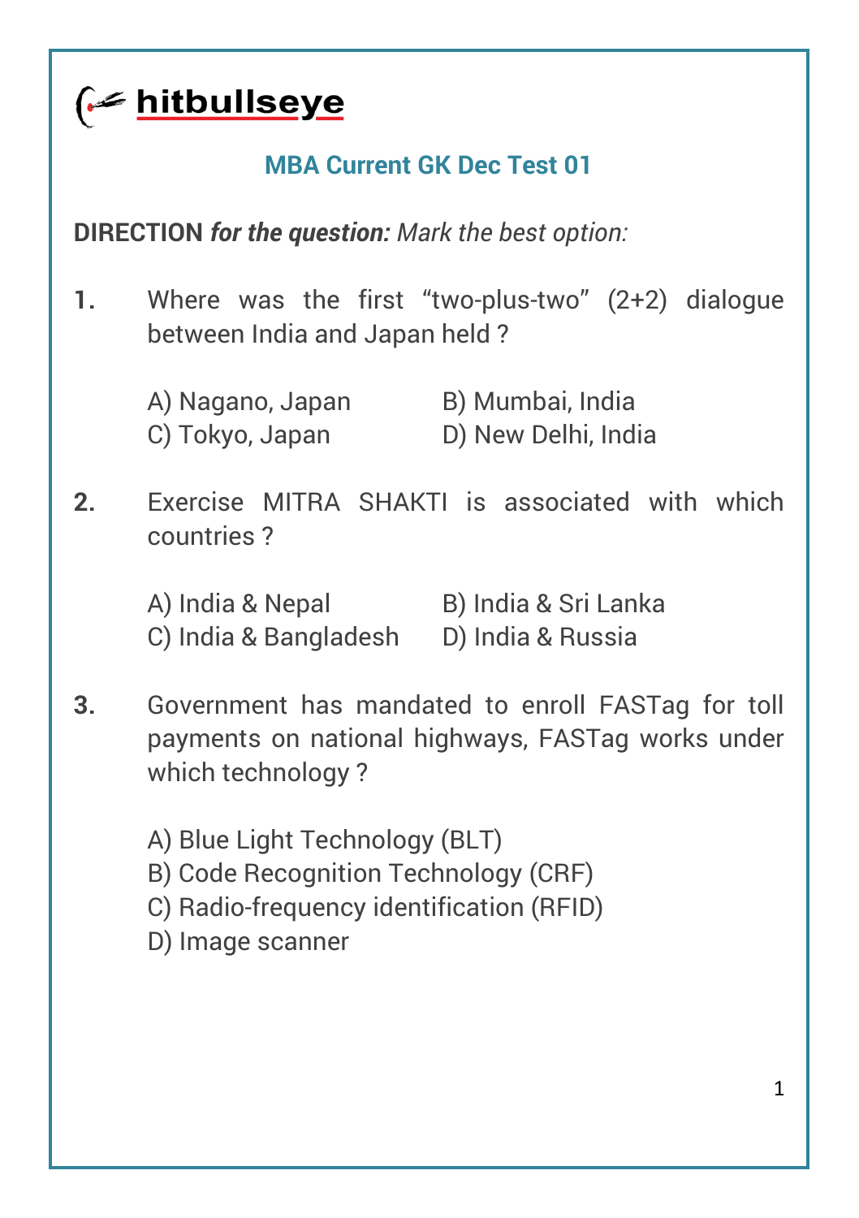hitbullseye

## MBA Current GK Dec Test 01

**DIRECTION** ***for the question:*** *Mark the best option:*

**1.** Where was the first "two-plus-two" (2+2) dialogue between India and Japan held ?

A) Nagano, Japan
B) Mumbai, India
C) Tokyo, Japan
D) New Delhi, India

**2.** Exercise MITRA SHAKTI is associated with which countries ?

A) India & Nepal
B) India & Sri Lanka
C) India & Bangladesh
D) India & Russia

**3.** Government has mandated to enroll FASTag for toll payments on national highways, FASTag works under which technology ?

A) Blue Light Technology (BLT)
B) Code Recognition Technology (CRF)
C) Radio-frequency identification (RFID)
D) Image scanner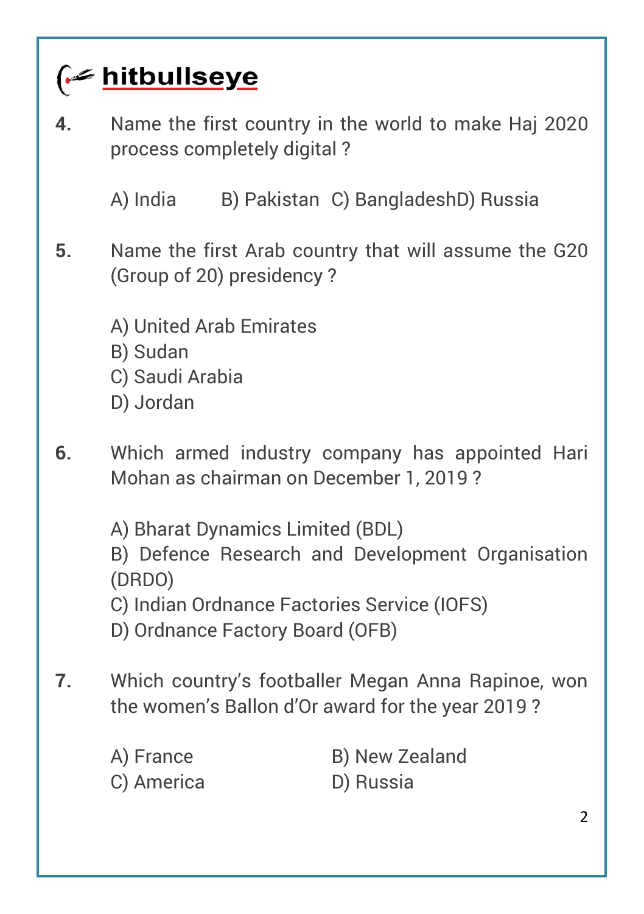4. Name the first country in the world to make Haj 2020 process completely digital ?

   A) India   B) Pakistan   C) BangladeshD) Russia

5. Name the first Arab country that will assume the G20 (Group of 20) presidency ?

   A) United Arab Emirates
   B) Sudan
   C) Saudi Arabia
   D) Jordan

6. Which armed industry company has appointed Hari Mohan as chairman on December 1, 2019 ?

   A) Bharat Dynamics Limited (BDL)
   B) Defence Research and Development Organisation (DRDO)
   C) Indian Ordnance Factories Service (IOFS)
   D) Ordnance Factory Board (OFB)

7. Which country's footballer Megan Anna Rapinoe, won the women's Ballon d'Or award for the year 2019 ?

   A) France   B) New Zealand
   C) America   D) Russia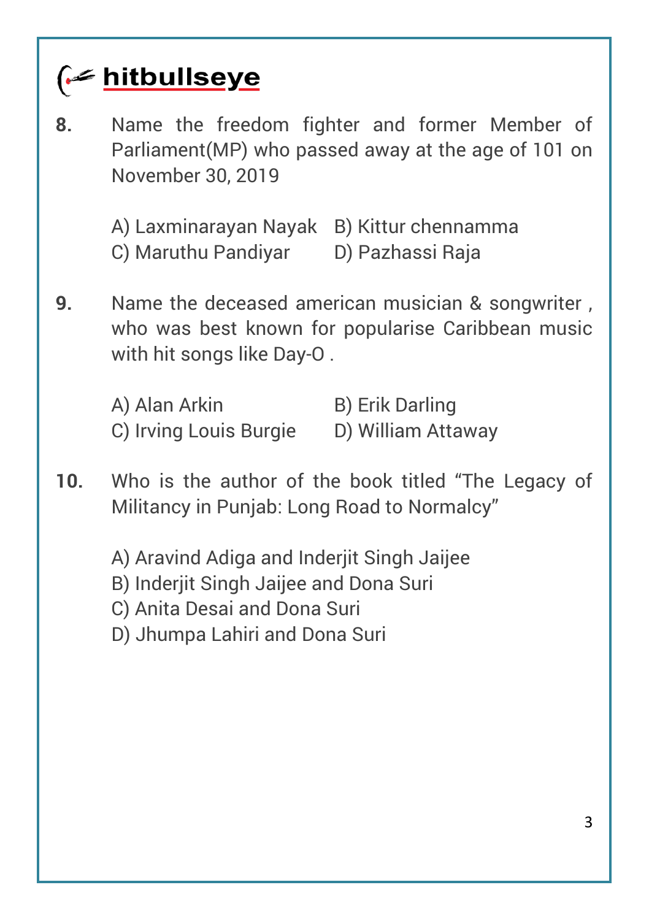**8.** Name the freedom fighter and former Member of Parliament(MP) who passed away at the age of 101 on November 30, 2019

A) Laxminarayan Nayak B) Kittur chennamma
C) Maruthu Pandiyar D) Pazhassi Raja

**9.** Name the deceased american musician & songwriter , who was best known for popularise Caribbean music with hit songs like Day-O .

A) Alan Arkin B) Erik Darling
C) Irving Louis Burgie D) William Attaway

**10.** Who is the author of the book titled “The Legacy of Militancy in Punjab: Long Road to Normalcy”

A) Aravind Adiga and Inderjit Singh Jaijee
B) Inderjit Singh Jaijee and Dona Suri
C) Anita Desai and Dona Suri
D) Jhumpa Lahiri and Dona Suri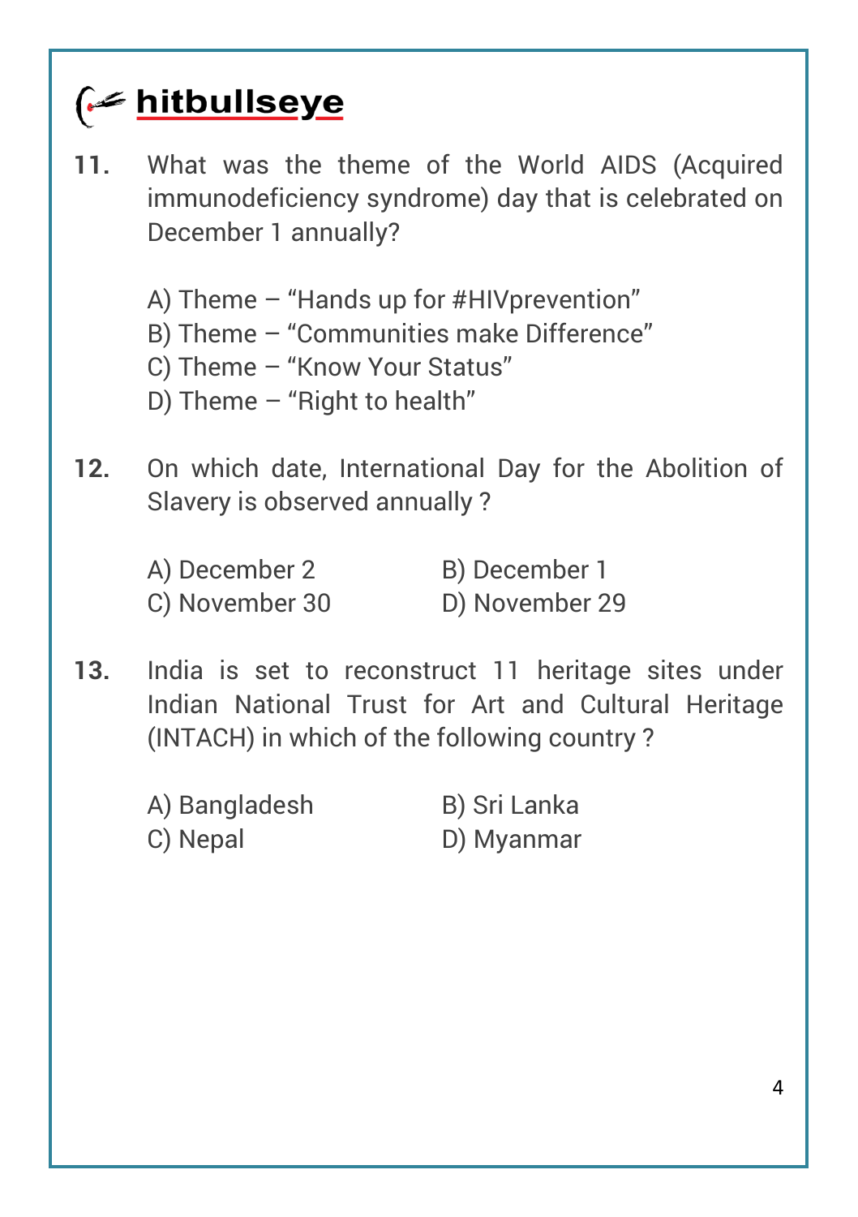**11.** What was the theme of the World AIDS (Acquired immunodeficiency syndrome) day that is celebrated on December 1 annually?

A) Theme – “Hands up for #HIVprevention”
B) Theme – “Communities make Difference”
C) Theme – “Know Your Status”
D) Theme – “Right to health”

**12.** On which date, International Day for the Abolition of Slavery is observed annually ?

A) December 2
B) December 1
C) November 30
D) November 29

**13.** India is set to reconstruct 11 heritage sites under Indian National Trust for Art and Cultural Heritage (INTACH) in which of the following country ?

A) Bangladesh
B) Sri Lanka
C) Nepal
D) Myanmar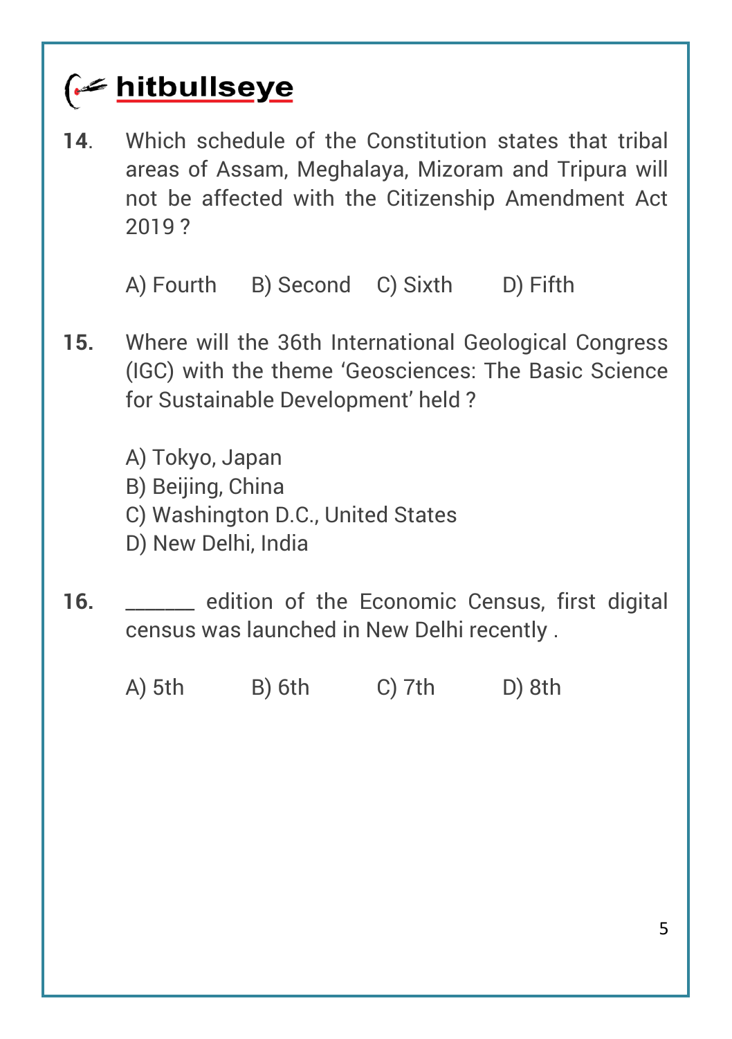**14**. Which schedule of the Constitution states that tribal areas of Assam, Meghalaya, Mizoram and Tripura will not be affected with the Citizenship Amendment Act 2019 ?

A) Fourth B) Second C) Sixth D) Fifth

**15.** Where will the 36th International Geological Congress (IGC) with the theme 'Geosciences: The Basic Science for Sustainable Development' held ?

A) Tokyo, Japan
B) Beijing, China
C) Washington D.C., United States
D) New Delhi, India

**16.** ______ edition of the Economic Census, first digital census was launched in New Delhi recently .

A) 5th B) 6th C) 7th D) 8th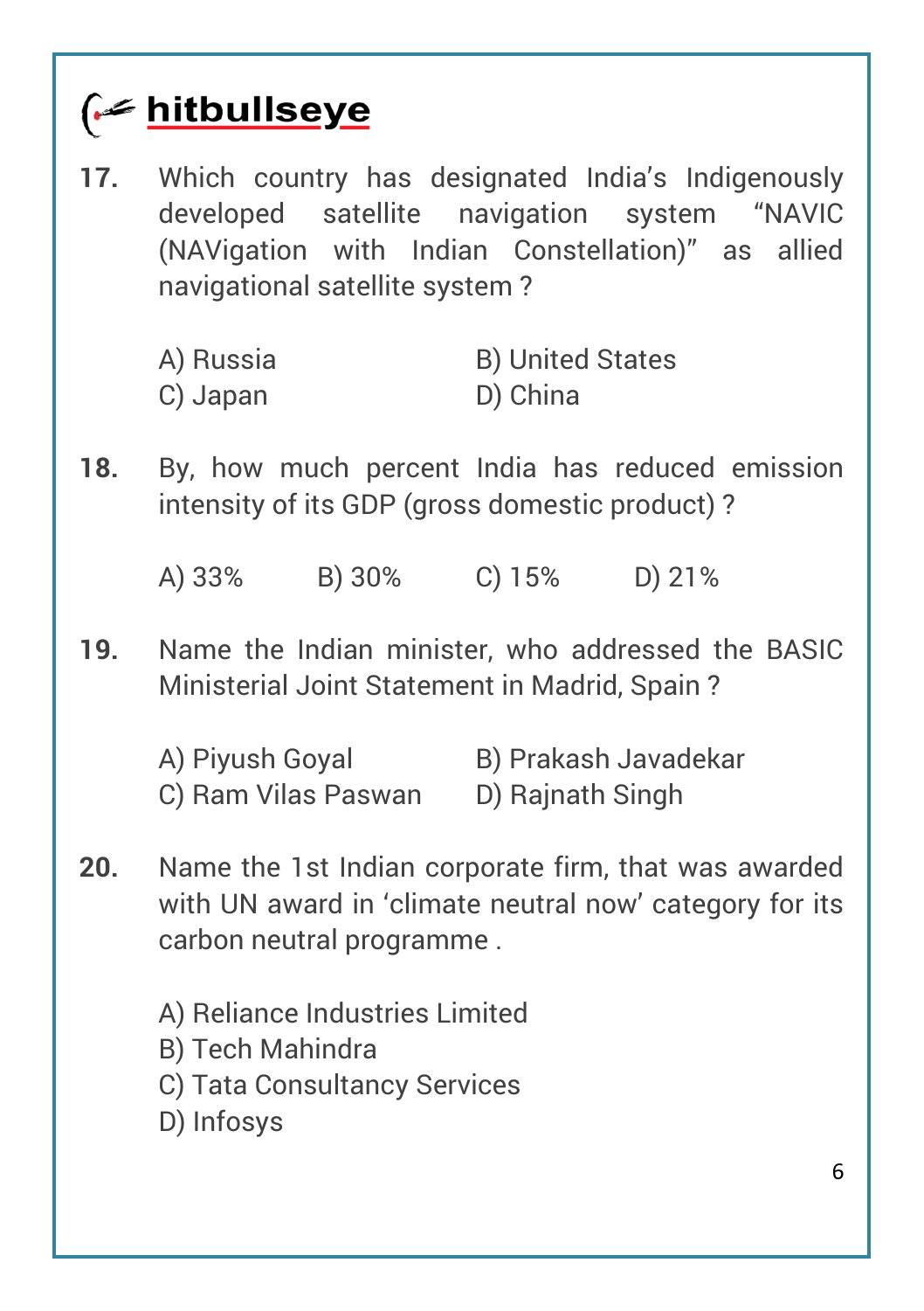**17.** Which country has designated India's Indigenously developed satellite navigation system "NAVIC (NAVigation with Indian Constellation)" as allied navigational satellite system ?

A) Russia
B) United States
C) Japan
D) China

**18.** By, how much percent India has reduced emission intensity of its GDP (gross domestic product) ?

A) 33%
B) 30%
C) 15%
D) 21%

**19.** Name the Indian minister, who addressed the BASIC Ministerial Joint Statement in Madrid, Spain ?

A) Piyush Goyal
B) Prakash Javadekar
C) Ram Vilas Paswan
D) Rajnath Singh

**20.** Name the 1st Indian corporate firm, that was awarded with UN award in 'climate neutral now' category for its carbon neutral programme .

A) Reliance Industries Limited
B) Tech Mahindra
C) Tata Consultancy Services
D) Infosys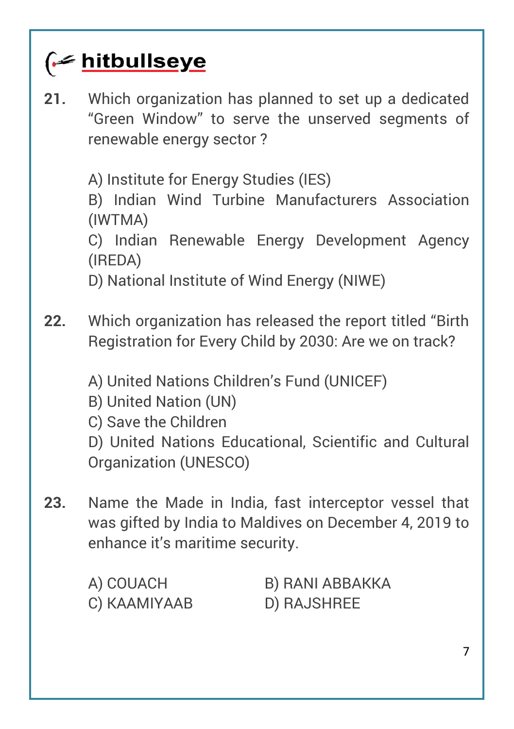**21.** Which organization has planned to set up a dedicated "Green Window" to serve the unserved segments of renewable energy sector ?

A) Institute for Energy Studies (IES)
B) Indian Wind Turbine Manufacturers Association (IWTMA)
C) Indian Renewable Energy Development Agency (IREDA)
D) National Institute of Wind Energy (NIWE)

**22.** Which organization has released the report titled "Birth Registration for Every Child by 2030: Are we on track?

A) United Nations Children's Fund (UNICEF)
B) United Nation (UN)
C) Save the Children
D) United Nations Educational, Scientific and Cultural Organization (UNESCO)

**23.** Name the Made in India, fast interceptor vessel that was gifted by India to Maldives on December 4, 2019 to enhance it's maritime security.

A) COUACH
B) RANI ABBAKKA
C) KAAMIYAAB
D) RAJSHREE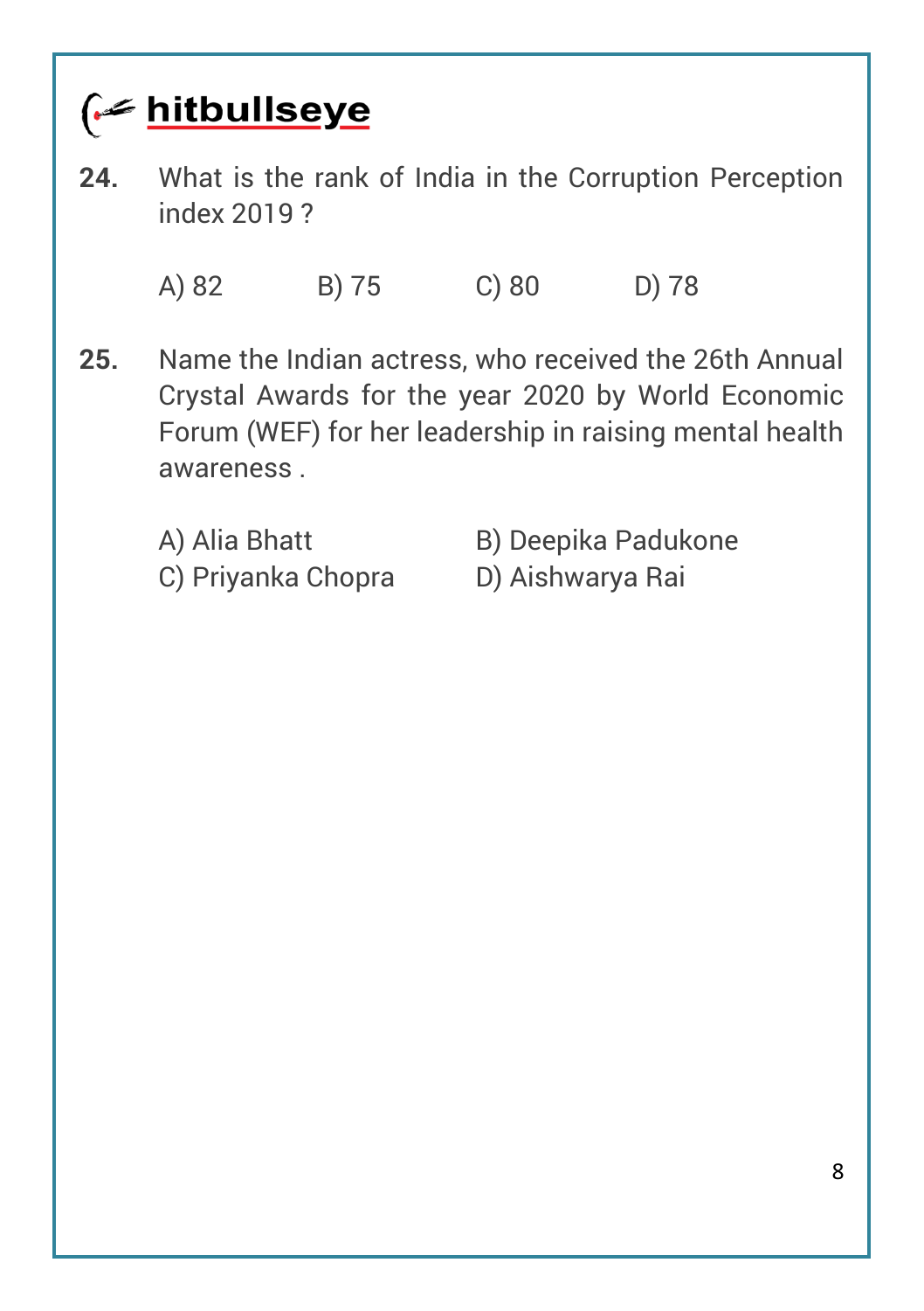**24.** What is the rank of India in the Corruption Perception index 2019 ?

A) 82 B) 75 C) 80 D) 78

**25.** Name the Indian actress, who received the 26th Annual Crystal Awards for the year 2020 by World Economic Forum (WEF) for her leadership in raising mental health awareness .

A) Alia Bhatt
B) Deepika Padukone
C) Priyanka Chopra
D) Aishwarya Rai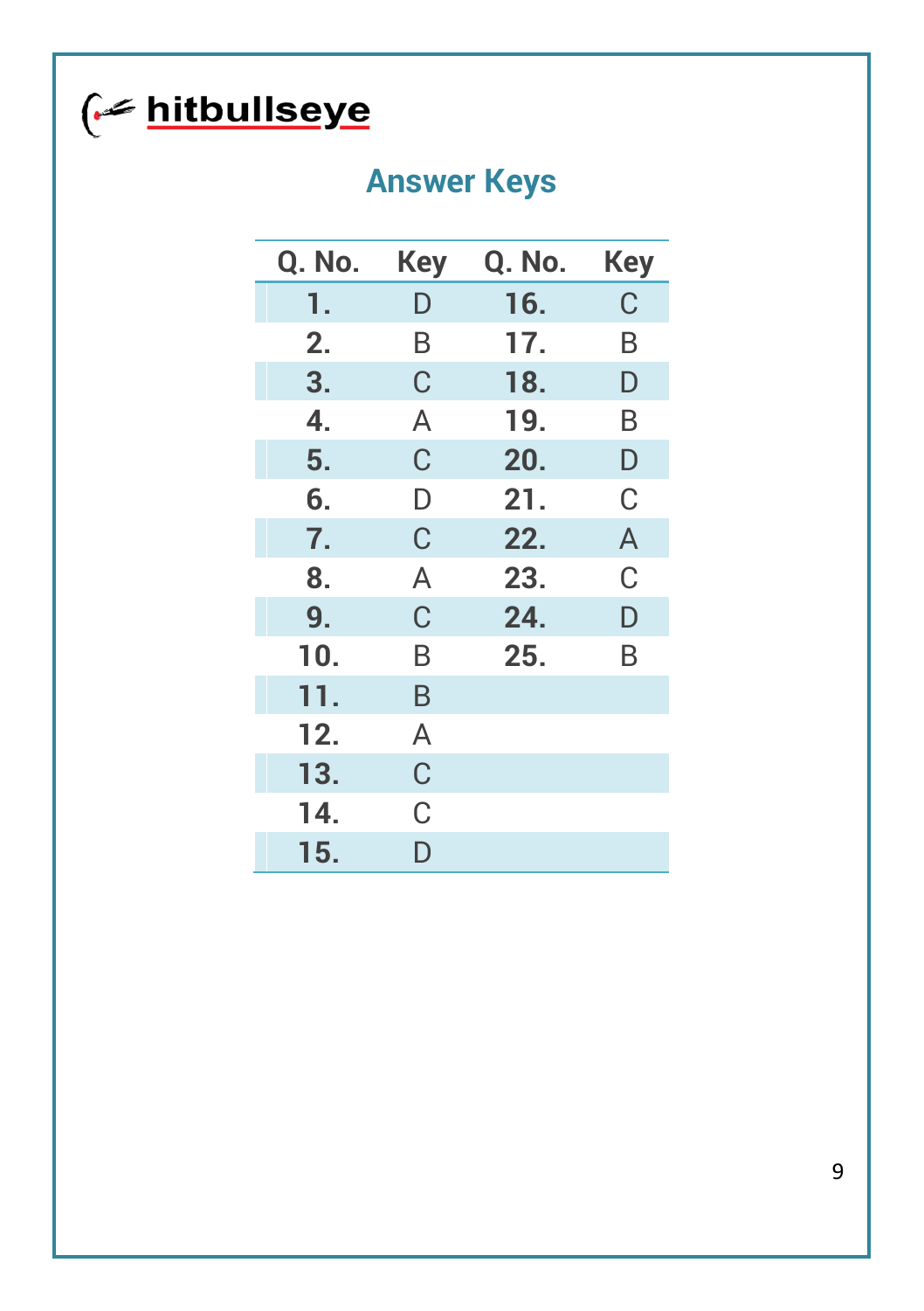hitbullseye

## Answer Keys

| Q. No. | Key | Q. No. | Key |
|---|---|---|---|
| 1. | D | 16. | C |
| 2. | B | 17. | B |
| 3. | C | 18. | D |
| 4. | A | 19. | B |
| 5. | C | 20. | D |
| 6. | D | 21. | C |
| 7. | C | 22. | A |
| 8. | A | 23. | C |
| 9. | C | 24. | D |
| 10. | B | 25. | B |
| 11. | B | | |
| 12. | A | | |
| 13. | C | | |
| 14. | C | | |
| 15. | D | | |